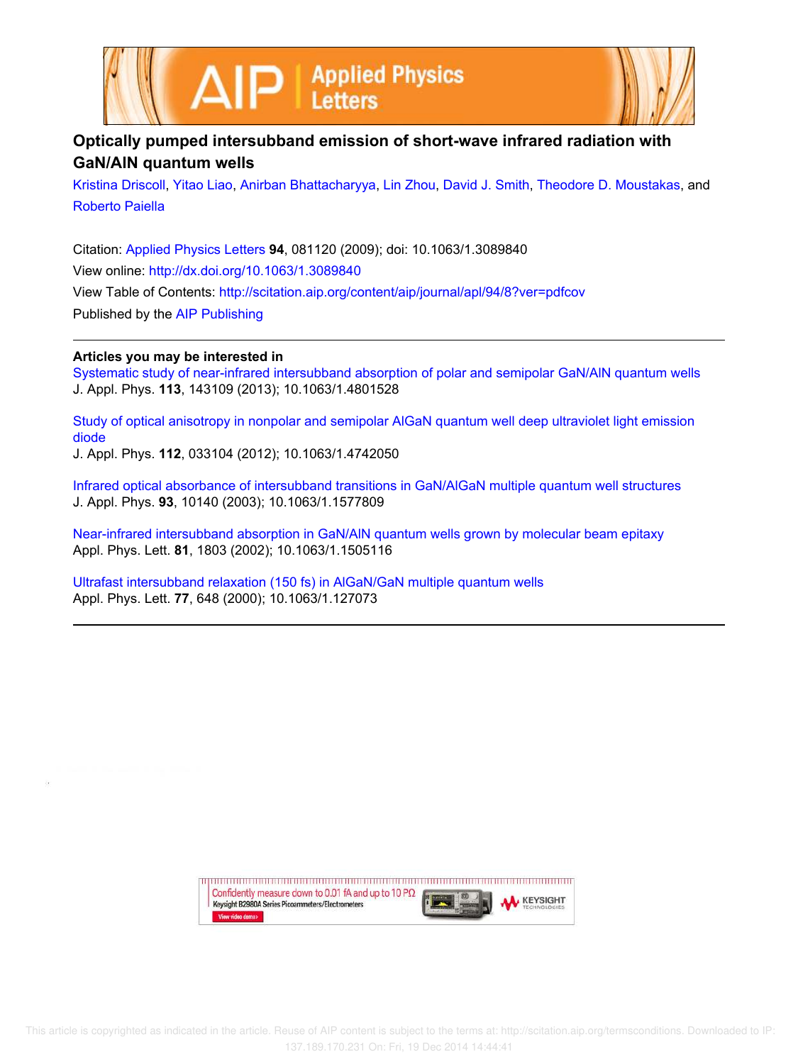# Optically pumped intersubband emission of short-wave infrared radiation with GaN/AlN quantum wells

Kristina Driscoll, Yitao Liao, Anirban Bhattacharyya, Lin Zhou, David J. Smith, Theodore D. Moustakas, and Roberto Paiella

Citation: Applied Physics Letters **94**, 081120 (2009); doi: 10.1063/1.3089840

View online: http://dx.doi.org/10.1063/1.3089840

View Table of Contents: http://scitation.aip.org/content/aip/journal/apl/94/8?ver=pdfcov

Published by the AIP Publishing

## Articles you may be interested in

Systematic study of near-infrared intersubband absorption of polar and semipolar GaN/AlN quantum wells
J. Appl. Phys. **113**, 143109 (2013); 10.1063/1.4801528

Study of optical anisotropy in nonpolar and semipolar AlGaN quantum well deep ultraviolet light emission diode
J. Appl. Phys. **112**, 033104 (2012); 10.1063/1.4742050

Infrared optical absorbance of intersubband transitions in GaN/AlGaN multiple quantum well structures
J. Appl. Phys. **93**, 10140 (2003); 10.1063/1.1577809

Near-infrared intersubband absorption in GaN/AlN quantum wells grown by molecular beam epitaxy
Appl. Phys. Lett. **81**, 1803 (2002); 10.1063/1.1505116

Ultrafast intersubband relaxation (150 fs) in AlGaN/GaN multiple quantum wells
Appl. Phys. Lett. **77**, 648 (2000); 10.1063/1.127073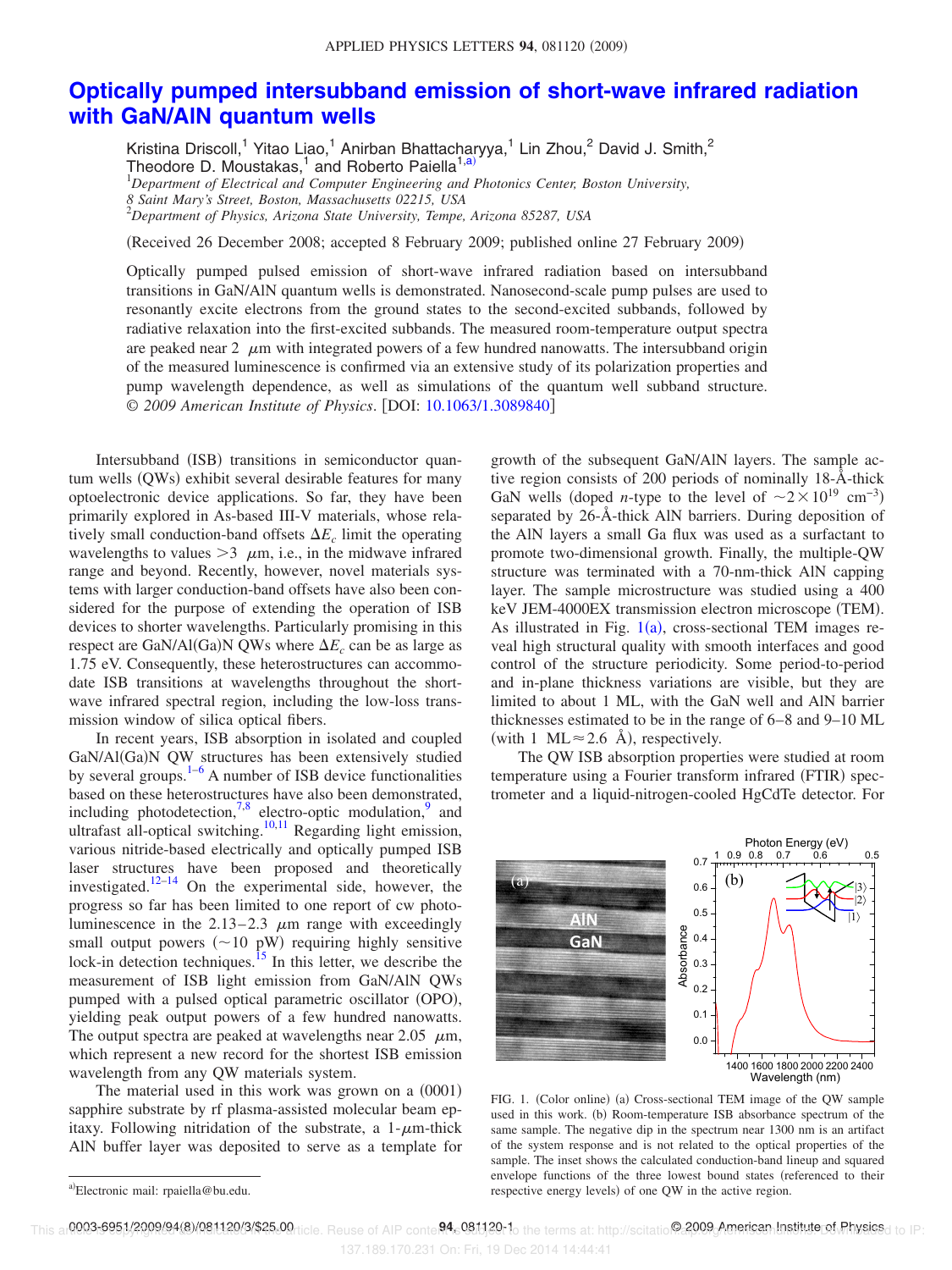# Optically pumped intersubband emission of short-wave infrared radiation with GaN/AlN quantum wells

Kristina Driscoll,[1] Yitao Liao,[1] Anirban Bhattacharyya,[1] Lin Zhou,[2] David J. Smith,[2] Theodore D. Moustakas,[1] and Roberto Paiella[1,a)]

[1]*Department of Electrical and Computer Engineering and Photonics Center, Boston University, 8 Saint Mary's Street, Boston, Massachusetts 02215, USA*
[2]*Department of Physics, Arizona State University, Tempe, Arizona 85287, USA*

(Received 26 December 2008; accepted 8 February 2009; published online 27 February 2009)

Optically pumped pulsed emission of short-wave infrared radiation based on intersubband transitions in GaN/AlN quantum wells is demonstrated. Nanosecond-scale pump pulses are used to resonantly excite electrons from the ground states to the second-excited subbands, followed by radiative relaxation into the first-excited subbands. The measured room-temperature output spectra are peaked near 2 $\mu$m with integrated powers of a few hundred nanowatts. The intersubband origin of the measured luminescence is confirmed via an extensive study of its polarization properties and pump wavelength dependence, as well as simulations of the quantum well subband structure. © *2009 American Institute of Physics*. [DOI: 10.1063/1.3089840]

Intersubband (ISB) transitions in semiconductor quantum wells (QWs) exhibit several desirable features for many optoelectronic device applications. So far, they have been primarily explored in As-based III-V materials, whose relatively small conduction-band offsets $\Delta E_c$ limit the operating wavelengths to values $>3$ $\mu$m, i.e., in the midwave infrared range and beyond. Recently, however, novel materials systems with larger conduction-band offsets have also been considered for the purpose of extending the operation of ISB devices to shorter wavelengths. Particularly promising in this respect are GaN/Al(Ga)N QWs where $\Delta E_c$ can be as large as 1.75 eV. Consequently, these heterostructures can accommodate ISB transitions at wavelengths throughout the short-wave infrared spectral region, including the low-loss transmission window of silica optical fibers.

In recent years, ISB absorption in isolated and coupled GaN/Al(Ga)N QW structures has been extensively studied by several groups.[1–6] A number of ISB device functionalities based on these heterostructures have also been demonstrated, including photodetection,[7,8] electro-optic modulation,[9] and ultrafast all-optical switching.[10,11] Regarding light emission, various nitride-based electrically and optically pumped ISB laser structures have been proposed and theoretically investigated.[12–14] On the experimental side, however, the progress so far has been limited to one report of cw photoluminescence in the 2.13–2.3 $\mu$m range with exceedingly small output powers (~10 pW) requiring highly sensitive lock-in detection techniques.[15] In this letter, we describe the measurement of ISB light emission from GaN/AlN QWs pumped with a pulsed optical parametric oscillator (OPO), yielding peak output powers of a few hundred nanowatts. The output spectra are peaked at wavelengths near 2.05 $\mu$m, which represent a new record for the shortest ISB emission wavelength from any QW materials system.

The material used in this work was grown on a (0001) sapphire substrate by rf plasma-assisted molecular beam epitaxy. Following nitridation of the substrate, a 1-$\mu$m-thick AlN buffer layer was deposited to serve as a template for growth of the subsequent GaN/AlN layers. The sample active region consists of 200 periods of nominally 18-Å-thick GaN wells (doped *n*-type to the level of $\sim 2\times10^{19}$ cm$^{-3}$) separated by 26-Å-thick AlN barriers. During deposition of the AlN layers a small Ga flux was used as a surfactant to promote two-dimensional growth. Finally, the multiple-QW structure was terminated with a 70-nm-thick AlN capping layer. The sample microstructure was studied using a 400 keV JEM-4000EX transmission electron microscope (TEM). As illustrated in Fig. 1(a), cross-sectional TEM images reveal high structural quality with smooth interfaces and good control of the structure periodicity. Some period-to-period and in-plane thickness variations are visible, but they are limited to about 1 ML, with the GaN well and AlN barrier thicknesses estimated to be in the range of 6–8 and 9–10 ML (with 1 ML≈2.6 Å), respectively.

The QW ISB absorption properties were studied at room temperature using a Fourier transform infrared (FTIR) spectrometer and a liquid-nitrogen-cooled HgCdTe detector. For

FIG. 1. (Color online) (a) Cross-sectional TEM image of the QW sample used in this work. (b) Room-temperature ISB absorbance spectrum of the same sample. The negative dip in the spectrum near 1300 nm is an artifact of the system response and is not related to the optical properties of the sample. The inset shows the calculated conduction-band lineup and squared envelope functions of the three lowest bound states (referenced to their respective energy levels) of one QW in the active region.

a)Electronic mail: rpaiella@bu.edu.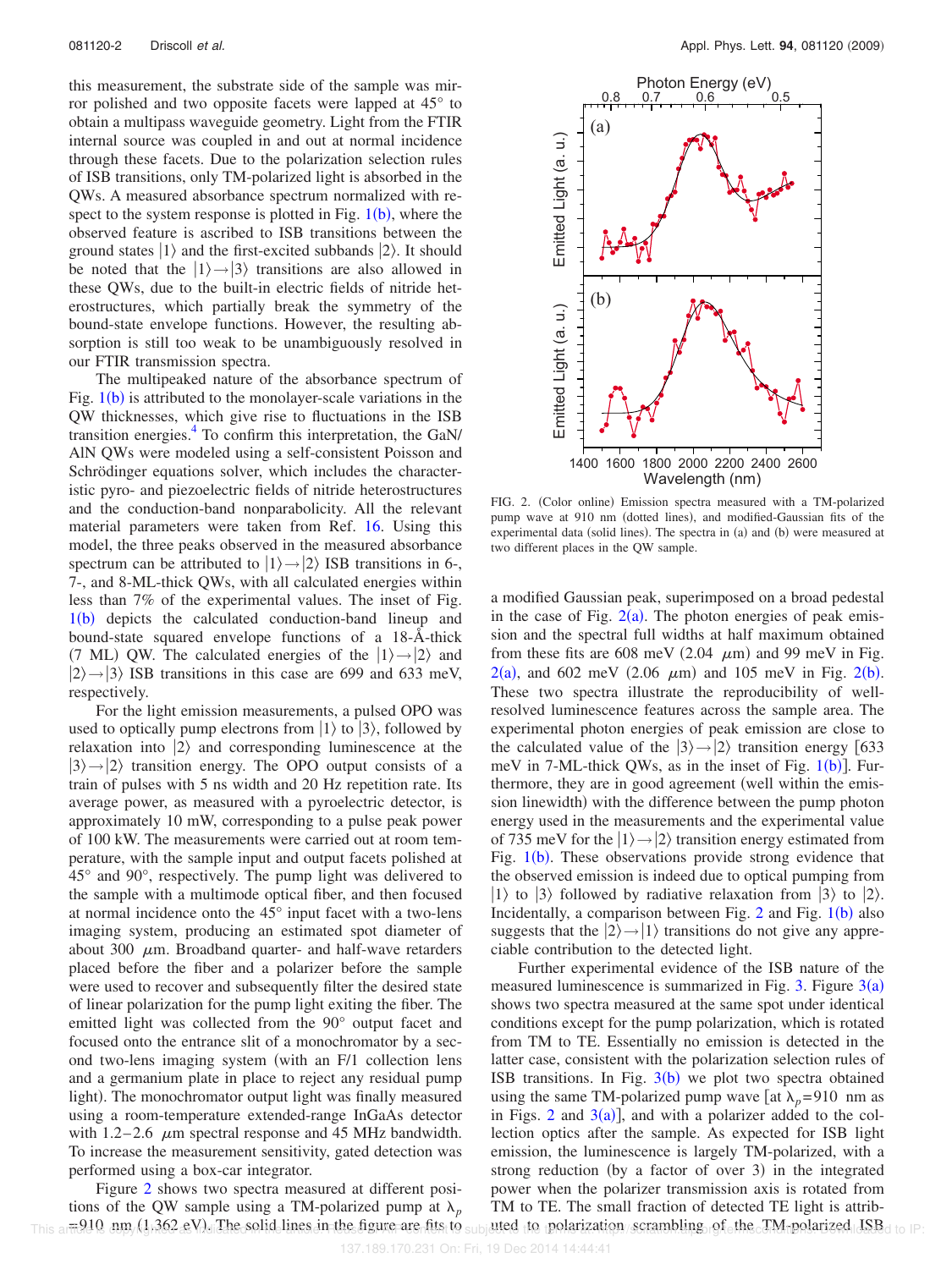this measurement, the substrate side of the sample was mirror polished and two opposite facets were lapped at 45° to obtain a multipass waveguide geometry. Light from the FTIR internal source was coupled in and out at normal incidence through these facets. Due to the polarization selection rules of ISB transitions, only TM-polarized light is absorbed in the QWs. A measured absorbance spectrum normalized with respect to the system response is plotted in Fig. 1(b), where the observed feature is ascribed to ISB transitions between the ground states $|1\rangle$ and the first-excited subbands $|2\rangle$. It should be noted that the $|1\rangle \rightarrow |3\rangle$ transitions are also allowed in these QWs, due to the built-in electric fields of nitride heterostructures, which partially break the symmetry of the bound-state envelope functions. However, the resulting absorption is still too weak to be unambiguously resolved in our FTIR transmission spectra.

The multipeaked nature of the absorbance spectrum of Fig. 1(b) is attributed to the monolayer-scale variations in the QW thicknesses, which give rise to fluctuations in the ISB transition energies.[4] To confirm this interpretation, the GaN/AlN QWs were modeled using a self-consistent Poisson and Schrödinger equations solver, which includes the characteristic pyro- and piezoelectric fields of nitride heterostructures and the conduction-band nonparabolicity. All the relevant material parameters were taken from Ref. 16. Using this model, the three peaks observed in the measured absorbance spectrum can be attributed to $|1\rangle \rightarrow |2\rangle$ ISB transitions in 6-, 7-, and 8-ML-thick QWs, with all calculated energies within less than 7% of the experimental values. The inset of Fig. 1(b) depicts the calculated conduction-band lineup and bound-state squared envelope functions of a 18-Å-thick (7 ML) QW. The calculated energies of the $|1\rangle \rightarrow |2\rangle$ and $|2\rangle \rightarrow |3\rangle$ ISB transitions in this case are 699 and 633 meV, respectively.

For the light emission measurements, a pulsed OPO was used to optically pump electrons from $|1\rangle$ to $|3\rangle$, followed by relaxation into $|2\rangle$ and corresponding luminescence at the $|3\rangle \rightarrow |2\rangle$ transition energy. The OPO output consists of a train of pulses with 5 ns width and 20 Hz repetition rate. Its average power, as measured with a pyroelectric detector, is approximately 10 mW, corresponding to a pulse peak power of 100 kW. The measurements were carried out at room temperature, with the sample input and output facets polished at 45° and 90°, respectively. The pump light was delivered to the sample with a multimode optical fiber, and then focused at normal incidence onto the 45° input facet with a two-lens imaging system, producing an estimated spot diameter of about 300 $\mu$m. Broadband quarter- and half-wave retarders placed before the fiber and a polarizer before the sample were used to recover and subsequently filter the desired state of linear polarization for the pump light exiting the fiber. The emitted light was collected from the 90° output facet and focused onto the entrance slit of a monochromator by a second two-lens imaging system (with an F/1 collection lens and a germanium plate in place to reject any residual pump light). The monochromator output light was finally measured using a room-temperature extended-range InGaAs detector with 1.2–2.6 $\mu$m spectral response and 45 MHz bandwidth. To increase the measurement sensitivity, gated detection was performed using a box-car integrator.

Figure 2 shows two spectra measured at different positions of the QW sample using a TM-polarized pump at $\lambda_p$ = 910 nm (1.362 eV). The solid lines in the figure are fits to a modified Gaussian peak, superimposed on a broad pedestal in the case of Fig. 2(a). The photon energies of peak emission and the spectral full widths at half maximum obtained from these fits are 608 meV (2.04 $\mu$m) and 99 meV in Fig. 2(a), and 602 meV (2.06 $\mu$m) and 105 meV in Fig. 2(b). These two spectra illustrate the reproducibility of well-resolved luminescence features across the sample area. The experimental photon energies of peak emission are close to the calculated value of the $|3\rangle \rightarrow |2\rangle$ transition energy [633 meV in 7-ML-thick QWs, as in the inset of Fig. 1(b)]. Furthermore, they are in good agreement (well within the emission linewidth) with the difference between the pump photon energy used in the measurements and the experimental value of 735 meV for the $|1\rangle \rightarrow |2\rangle$ transition energy estimated from Fig. 1(b). These observations provide strong evidence that the observed emission is indeed due to optical pumping from $|1\rangle$ to $|3\rangle$ followed by radiative relaxation from $|3\rangle$ to $|2\rangle$. Incidentally, a comparison between Fig. 2 and Fig. 1(b) also suggests that the $|2\rangle \rightarrow |1\rangle$ transitions do not give any appreciable contribution to the detected light.

FIG. 2. (Color online) Emission spectra measured with a TM-polarized pump wave at 910 nm (dotted lines), and modified-Gaussian fits of the experimental data (solid lines). The spectra in (a) and (b) were measured at two different places in the QW sample.

Further experimental evidence of the ISB nature of the measured luminescence is summarized in Fig. 3. Figure 3(a) shows two spectra measured at the same spot under identical conditions except for the pump polarization, which is rotated from TM to TE. Essentially no emission is detected in the latter case, consistent with the polarization selection rules of ISB transitions. In Fig. 3(b) we plot two spectra obtained using the same TM-polarized pump wave [at $\lambda_p$ = 910 nm as in Figs. 2 and 3(a)], and with a polarizer added to the collection optics after the sample. As expected for ISB light emission, the luminescence is largely TM-polarized, with a strong reduction (by a factor of over 3) in the integrated power when the polarizer transmission axis is rotated from TM to TE. The small fraction of detected TE light is attributed to polarization scrambling of the TM-polarized ISB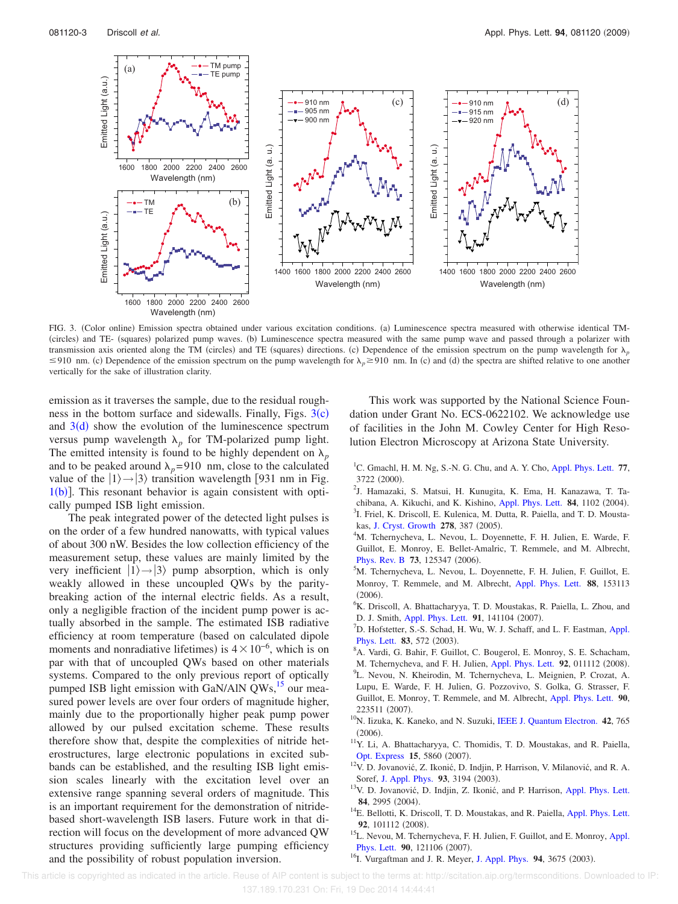(a)
TM pump
TE pump
Emitted Light (a.u.)
1600 1800 2000 2200 2400 2600
Wavelength (nm)

(b)
TM
TE
Emitted Light (a.u.)
1600 1800 2000 2200 2400 2600
Wavelength (nm)

(c)
910 nm
905 nm
900 nm
Emitted Light (a. u.)
1400 1600 1800 2000 2200 2400 2600
Wavelength (nm)

(d)
910 nm
915 nm
920 nm
Emitted Light (a. u.)
1400 1600 1800 2000 2200 2400 2600
Wavelength (nm)

FIG. 3. (Color online) Emission spectra obtained under various excitation conditions. (a) Luminescence spectra measured with otherwise identical TM- (circles) and TE- (squares) polarized pump waves. (b) Luminescence spectra measured with the same pump wave and passed through a polarizer with transmission axis oriented along the TM (circles) and TE (squares) directions. (c) Dependence of the emission spectrum on the pump wavelength for $\lambda_p \leq 910$ nm. (c) Dependence of the emission spectrum on the pump wavelength for $\lambda_p \geq 910$ nm. In (c) and (d) the spectra are shifted relative to one another vertically for the sake of illustration clarity.

emission as it traverses the sample, due to the residual roughness in the bottom surface and sidewalls. Finally, Figs. 3(c) and 3(d) show the evolution of the luminescence spectrum versus pump wavelength $\lambda_p$ for TM-polarized pump light. The emitted intensity is found to be highly dependent on $\lambda_p$ and to be peaked around $\lambda_p = 910$ nm, close to the calculated value of the $|1\rangle \rightarrow |3\rangle$ transition wavelength [931 nm in Fig. 1(b)]. This resonant behavior is again consistent with optically pumped ISB light emission.

The peak integrated power of the detected light pulses is on the order of a few hundred nanowatts, with typical values of about 300 nW. Besides the low collection efficiency of the measurement setup, these values are mainly limited by the very inefficient $|1\rangle \rightarrow |3\rangle$ pump absorption, which is only weakly allowed in these uncoupled QWs by the parity-breaking action of the internal electric fields. As a result, only a negligible fraction of the incident pump power is actually absorbed in the sample. The estimated ISB radiative efficiency at room temperature (based on calculated dipole moments and nonradiative lifetimes) is $4 \times 10^{-6}$, which is on par with that of uncoupled QWs based on other materials systems. Compared to the only previous report of optically pumped ISB light emission with GaN/AlN QWs,[15] our measured power levels are over four orders of magnitude higher, mainly due to the proportionally higher peak pump power allowed by our pulsed excitation scheme. These results therefore show that, despite the complexities of nitride heterostructures, large electronic populations in excited subbands can be established, and the resulting ISB light emission scales linearly with the excitation level over an extensive range spanning several orders of magnitude. This is an important requirement for the demonstration of nitride-based short-wavelength ISB lasers. Future work in that direction will focus on the development of more advanced QW structures providing sufficiently large pumping efficiency and the possibility of robust population inversion.

This work was supported by the National Science Foundation under Grant No. ECS-0622102. We acknowledge use of facilities in the John M. Cowley Center for High Resolution Electron Microscopy at Arizona State University.

[1] C. Gmachl, H. M. Ng, S.-N. G. Chu, and A. Y. Cho, Appl. Phys. Lett. **77**, 3722 (2000).

[2] J. Hamazaki, S. Matsui, H. Kunugita, K. Ema, H. Kanazawa, T. Tachibana, A. Kikuchi, and K. Kishino, Appl. Phys. Lett. **84**, 1102 (2004).

[3] I. Friel, K. Driscoll, E. Kulenica, M. Dutta, R. Paiella, and T. D. Moustakas, J. Cryst. Growth **278**, 387 (2005).

[4] M. Tchernycheva, L. Nevou, L. Doyennette, F. H. Julien, E. Warde, F. Guillot, E. Monroy, E. Bellet-Amalric, T. Remmele, and M. Albrecht, Phys. Rev. B **73**, 125347 (2006).

[5] M. Tchernycheva, L. Nevou, L. Doyennette, F. H. Julien, F. Guillot, E. Monroy, T. Remmele, and M. Albrecht, Appl. Phys. Lett. **88**, 153113 (2006).

[6] K. Driscoll, A. Bhattacharyya, T. D. Moustakas, R. Paiella, L. Zhou, and D. J. Smith, Appl. Phys. Lett. **91**, 141104 (2007).

[7] D. Hofstetter, S.-S. Schad, H. Wu, W. J. Schaff, and L. F. Eastman, Appl. Phys. Lett. **83**, 572 (2003).

[8] A. Vardi, G. Bahir, F. Guillot, C. Bougerol, E. Monroy, S. E. Schacham, M. Tchernycheva, and F. H. Julien, Appl. Phys. Lett. **92**, 011112 (2008).

[9] L. Nevou, N. Kheirodin, M. Tchernycheva, L. Meignien, P. Crozat, A. Lupu, E. Warde, F. H. Julien, G. Pozzovivo, S. Golka, G. Strasser, F. Guillot, E. Monroy, T. Remmele, and M. Albrecht, Appl. Phys. Lett. **90**, 223511 (2007).

[10] N. Iizuka, K. Kaneko, and N. Suzuki, IEEE J. Quantum Electron. **42**, 765 (2006).

[11] Y. Li, A. Bhattacharyya, C. Thomidis, T. D. Moustakas, and R. Paiella, Opt. Express **15**, 5860 (2007).

[12] V. D. Jovanović, Z. Ikonić, D. Indjin, P. Harrison, V. Milanović, and R. A. Soref, J. Appl. Phys. **93**, 3194 (2003).

[13] V. D. Jovanović, D. Indjin, Z. Ikonić, and P. Harrison, Appl. Phys. Lett. **84**, 2995 (2004).

[14] E. Bellotti, K. Driscoll, T. D. Moustakas, and R. Paiella, Appl. Phys. Lett. **92**, 101112 (2008).

[15] L. Nevou, M. Tchernycheva, F. H. Julien, F. Guillot, and E. Monroy, Appl. Phys. Lett. **90**, 121106 (2007).

[16] I. Vurgaftman and J. R. Meyer, J. Appl. Phys. **94**, 3675 (2003).